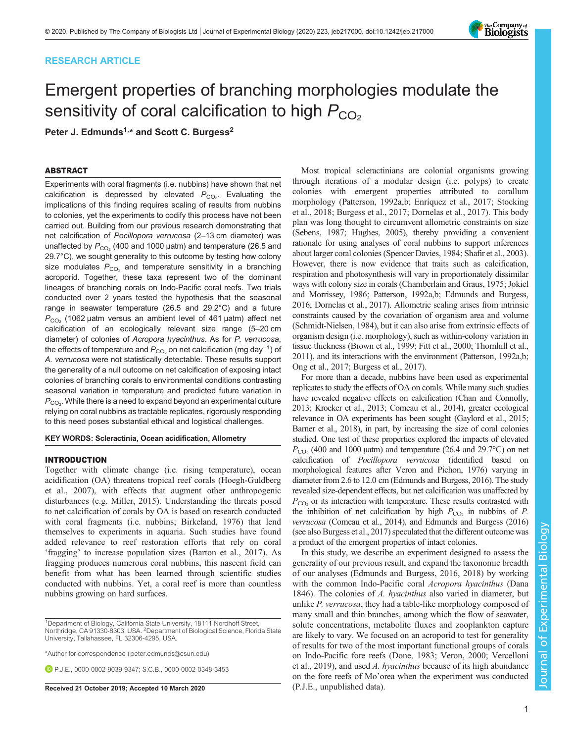RESEARCH ARTICLE

# Emergent properties of branching morphologies modulate the sensitivity of coral calcification to high $P_{CO_2}$

**Peter J. Edmunds[1,*] and Scott C. Burgess[2]**

## ABSTRACT

Experiments with coral fragments (i.e. nubbins) have shown that net calcification is depressed by elevated $P_{CO_2}$. Evaluating the implications of this finding requires scaling of results from nubbins to colonies, yet the experiments to codify this process have not been carried out. Building from our previous research demonstrating that net calcification of *Pocillopora verrucosa* (2–13 cm diameter) was unaffected by $P_{CO_2}$ (400 and 1000 µatm) and temperature (26.5 and 29.7°C), we sought generality to this outcome by testing how colony size modulates $P_{CO_2}$ and temperature sensitivity in a branching acroporid. Together, these taxa represent two of the dominant lineages of branching corals on Indo-Pacific coral reefs. Two trials conducted over 2 years tested the hypothesis that the seasonal range in seawater temperature (26.5 and 29.2°C) and a future $P_{CO_2}$ (1062 µatm versus an ambient level of 461 µatm) affect net calcification of an ecologically relevant size range (5–20 cm diameter) of colonies of *Acropora hyacinthus*. As for *P. verrucosa*, the effects of temperature and $P_{CO_2}$ on net calcification (mg day$^{-1}$) of *A. verrucosa* were not statistically detectable. These results support the generality of a null outcome on net calcification of exposing intact colonies of branching corals to environmental conditions contrasting seasonal variation in temperature and predicted future variation in $P_{CO_2}$. While there is a need to expand beyond an experimental culture relying on coral nubbins as tractable replicates, rigorously responding to this need poses substantial ethical and logistical challenges.

**KEY WORDS: Scleractinia, Ocean acidification, Allometry**

## INTRODUCTION

Together with climate change (i.e. rising temperature), ocean acidification (OA) threatens tropical reef corals (Hoegh-Guldberg et al., 2007), with effects that augment other anthropogenic disturbances (e.g. Miller, 2015). Understanding the threats posed to net calcification of corals by OA is based on research conducted with coral fragments (i.e. nubbins; Birkeland, 1976) that lend themselves to experiments in aquaria. Such studies have found added relevance to reef restoration efforts that rely on coral 'fragging' to increase population sizes (Barton et al., 2017). As fragging produces numerous coral nubbins, this nascent field can benefit from what has been learned through scientific studies conducted with nubbins. Yet, a coral reef is more than countless nubbins growing on hard surfaces.

Most tropical scleractinians are colonial organisms growing through iterations of a modular design (i.e. polyps) to create colonies with emergent properties attributed to corallum morphology (Patterson, 1992a,b; Enríquez et al., 2017; Stocking et al., 2018; Burgess et al., 2017; Dornelas et al., 2017). This body plan was long thought to circumvent allometric constraints on size (Sebens, 1987; Hughes, 2005), thereby providing a convenient rationale for using analyses of coral nubbins to support inferences about larger coral colonies (Spencer Davies, 1984; Shafir et al., 2003). However, there is now evidence that traits such as calcification, respiration and photosynthesis will vary in proportionally dissimilar ways with colony size in corals (Chamberlain and Graus, 1975; Jokiel and Morrissey, 1986; Patterson, 1992a,b; Edmunds and Burgess, 2016; Dornelas et al., 2017). Allometric scaling arises from intrinsic constraints caused by the covariation of organism area and volume (Schmidt-Nielsen, 1984), but it can also arise from extrinsic effects of organism design (i.e. morphology), such as within-colony variation in tissue thickness (Brown et al., 1999; Fitt et al., 2000; Thornhill et al., 2011), and its interactions with the environment (Patterson, 1992a,b; Ong et al., 2017; Burgess et al., 2017).

For more than a decade, nubbins have been used as experimental replicates to study the effects of OA on corals. While many such studies have revealed negative effects on calcification (Chan and Connolly, 2013; Kroeker et al., 2013; Comeau et al., 2014), greater ecological relevance in OA experiments has been sought (Gaylord et al., 2015; Barner et al., 2018), in part, by increasing the size of coral colonies studied. One test of these properties explored the impacts of elevated $P_{CO_2}$ (400 and 1000 µatm) and temperature (26.4 and 29.7°C) on net calcification of *Pocillopora verrucosa* (identified based on morphological features after Veron and Pichon, 1976) varying in diameter from 2.6 to 12.0 cm (Edmunds and Burgess, 2016). The study revealed size-dependent effects, but net calcification was unaffected by $P_{CO_2}$ or its interaction with temperature. These results contrasted with the inhibition of net calcification by high $P_{CO_2}$ in nubbins of *P. verrucosa* (Comeau et al., 2014), and Edmunds and Burgess (2016) (see also Burgess et al., 2017) speculated that the different outcome was a product of the emergent properties of intact colonies.

In this study, we describe an experiment designed to assess the generality of our previous result, and expand the taxonomic breadth of our analyses (Edmunds and Burgess, 2016, 2018) by working with the common Indo-Pacific coral *Acropora hyacinthus* (Dana 1846). The colonies of *A. hyacinthus* also varied in diameter, but unlike *P. verrucosa*, they had a table-like morphology composed of many small and thin branches, among which the flow of seawater, solute concentrations, metabolite fluxes and zooplankton capture are likely to vary. We focused on an acroporid to test for generality of results for two of the most important functional groups of corals on Indo-Pacific fore reefs (Done, 1983; Veron, 2000; Vercelloni et al., 2019), and used *A. hyacinthus* because of its high abundance on the fore reefs of Mo'orea when the experiment was conducted (P.J.E., unpublished data).

---

[1]Department of Biology, California State University, 18111 Nordhoff Street, Northridge, CA 91330-8303, USA. [2]Department of Biological Science, Florida State University, Tallahassee, FL 32306-4295, USA.

*Author for correspondence (peter.edmunds@csun.edu)

P.J.E., 0000-0002-9039-9347; S.C.B., 0000-0002-0348-3453

**Received 21 October 2019; Accepted 10 March 2020**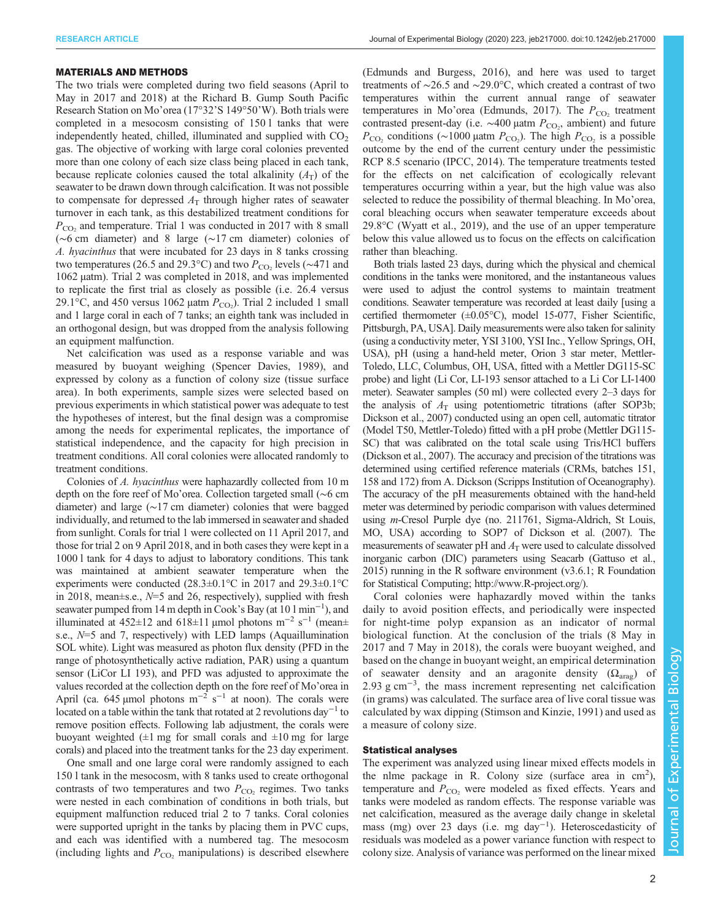## MATERIALS AND METHODS

The two trials were completed during two field seasons (April to May in 2017 and 2018) at the Richard B. Gump South Pacific Research Station on Mo'orea (17°32'S 149°50'W). Both trials were completed in a mesocosm consisting of 150 l tanks that were independently heated, chilled, illuminated and supplied with $CO_2$ gas. The objective of working with large coral colonies prevented more than one colony of each size class being placed in each tank, because replicate colonies caused the total alkalinity ($A_T$) of the seawater to be drawn down through calcification. It was not possible to compensate for depressed $A_T$ through higher rates of seawater turnover in each tank, as this destabilized treatment conditions for $P_{CO_2}$ and temperature. Trial 1 was conducted in 2017 with 8 small (~6 cm diameter) and 8 large (~17 cm diameter) colonies of *A. hyacinthus* that were incubated for 23 days in 8 tanks crossing two temperatures (26.5 and 29.3°C) and two $P_{CO_2}$ levels (~471 and 1062 µatm). Trial 2 was completed in 2018, and was implemented to replicate the first trial as closely as possible (i.e. 26.4 versus 29.1°C, and 450 versus 1062 µatm $P_{CO_2}$). Trial 2 included 1 small and 1 large coral in each of 7 tanks; an eighth tank was included in an orthogonal design, but was dropped from the analysis following an equipment malfunction.

Net calcification was used as a response variable and was measured by buoyant weighing (Spencer Davies, 1989), and expressed by colony as a function of colony size (tissue surface area). In both experiments, sample sizes were selected based on previous experiments in which statistical power was adequate to test the hypotheses of interest, but the final design was a compromise among the needs for experimental replicates, the importance of statistical independence, and the capacity for high precision in treatment conditions. All coral colonies were allocated randomly to treatment conditions.

Colonies of *A. hyacinthus* were haphazardly collected from 10 m depth on the fore reef of Mo'orea. Collection targeted small (~6 cm diameter) and large (~17 cm diameter) colonies that were bagged individually, and returned to the lab immersed in seawater and shaded from sunlight. Corals for trial 1 were collected on 11 April 2017, and those for trial 2 on 9 April 2018, and in both cases they were kept in a 1000 l tank for 4 days to adjust to laboratory conditions. This tank was maintained at ambient seawater temperature when the experiments were conducted (28.3±0.1°C in 2017 and 29.3±0.1°C in 2018, mean±s.e., $N$=5 and 26, respectively), supplied with fresh seawater pumped from 14 m depth in Cook's Bay (at 10 l min$^{-1}$), and illuminated at 452±12 and 618±11 µmol photons m$^{-2}$ s$^{-1}$ (mean±s.e., $N$=5 and 7, respectively) with LED lamps (Aquaillumination SOL white). Light was measured as photon flux density (PFD in the range of photosynthetically active radiation, PAR) using a quantum sensor (LiCor LI 193), and PFD was adjusted to approximate the values recorded at the collection depth on the fore reef of Mo'orea in April (ca. 645 µmol photons m$^{-2}$ s$^{-1}$ at noon). The corals were located on a table within the tank that rotated at 2 revolutions day$^{-1}$ to remove position effects. Following lab adjustment, the corals were buoyant weighted (±1 mg for small corals and ±10 mg for large corals) and placed into the treatment tanks for the 23 day experiment.

One small and one large coral were randomly assigned to each 150 l tank in the mesocosm, with 8 tanks used to create orthogonal contrasts of two temperatures and two $P_{CO_2}$ regimes. Two tanks were nested in each combination of conditions in both trials, but equipment malfunction reduced trial 2 to 7 tanks. Coral colonies were supported upright in the tanks by placing them in PVC cups, and each was identified with a numbered tag. The mesocosm (including lights and $P_{CO_2}$ manipulations) is described elsewhere (Edmunds and Burgess, 2016), and here was used to target treatments of ~26.5 and ~29.0°C, which created a contrast of two temperatures within the current annual range of seawater temperatures in Mo'orea (Edmunds, 2017). The $P_{CO_2}$ treatment contrasted present-day (i.e. ~400 µatm $P_{CO_2}$, ambient) and future $P_{CO_2}$ conditions (~1000 µatm $P_{CO_2}$). The high $P_{CO_2}$ is a possible outcome by the end of the current century under the pessimistic RCP 8.5 scenario (IPCC, 2014). The temperature treatments tested for the effects on net calcification of ecologically relevant temperatures occurring within a year, but the high value was also selected to reduce the possibility of thermal bleaching. In Mo'orea, coral bleaching occurs when seawater temperature exceeds about 29.8°C (Wyatt et al., 2019), and the use of an upper temperature below this value allowed us to focus on the effects on calcification rather than bleaching.

Both trials lasted 23 days, during which the physical and chemical conditions in the tanks were monitored, and the instantaneous values were used to adjust the control systems to maintain treatment conditions. Seawater temperature was recorded at least daily [using a certified thermometer (±0.05°C), model 15-077, Fisher Scientific, Pittsburgh, PA, USA]. Daily measurements were also taken for salinity (using a conductivity meter, YSI 3100, YSI Inc., Yellow Springs, OH, USA), pH (using a hand-held meter, Orion 3 star meter, Mettler-Toledo, LLC, Columbus, OH, USA, fitted with a Mettler DG115-SC probe) and light (Li Cor, LI-193 sensor attached to a Li Cor LI-1400 meter). Seawater samples (50 ml) were collected every 2–3 days for the analysis of $A_T$ using potentiometric titrations (after SOP3b; Dickson et al., 2007) conducted using an open cell, automatic titrator (Model T50, Mettler-Toledo) fitted with a pH probe (Mettler DG115-SC) that was calibrated on the total scale using Tris/HCl buffers (Dickson et al., 2007). The accuracy and precision of the titrations was determined using certified reference materials (CRMs, batches 151, 158 and 172) from A. Dickson (Scripps Institution of Oceanography). The accuracy of the pH measurements obtained with the hand-held meter was determined by periodic comparison with values determined using *m*-Cresol Purple dye (no. 211761, Sigma-Aldrich, St Louis, MO, USA) according to SOP7 of Dickson et al. (2007). The measurements of seawater pH and $A_T$ were used to calculate dissolved inorganic carbon (DIC) parameters using Seacarb (Gattuso et al., 2015) running in the R software environment (v3.6.1; R Foundation for Statistical Computing; http://www.R-project.org/).

Coral colonies were haphazardly moved within the tanks daily to avoid position effects, and periodically were inspected for night-time polyp expansion as an indicator of normal biological function. At the conclusion of the trials (8 May in 2017 and 7 May in 2018), the corals were buoyant weighed, and based on the change in buoyant weight, an empirical determination of seawater density and an aragonite density ($\Omega_{arag}$) of 2.93 g cm$^{-3}$, the mass increment representing net calcification (in grams) was calculated. The surface area of live coral tissue was calculated by wax dipping (Stimson and Kinzie, 1991) and used as a measure of colony size.

### Statistical analyses

The experiment was analyzed using linear mixed effects models in the nlme package in R. Colony size (surface area in cm$^2$), temperature and $P_{CO_2}$ were modeled as fixed effects. Years and tanks were modeled as random effects. The response variable was net calcification, measured as the average daily change in skeletal mass (mg) over 23 days (i.e. mg day$^{-1}$). Heteroscedasticity of residuals was modeled as a power variance function with respect to colony size. Analysis of variance was performed on the linear mixed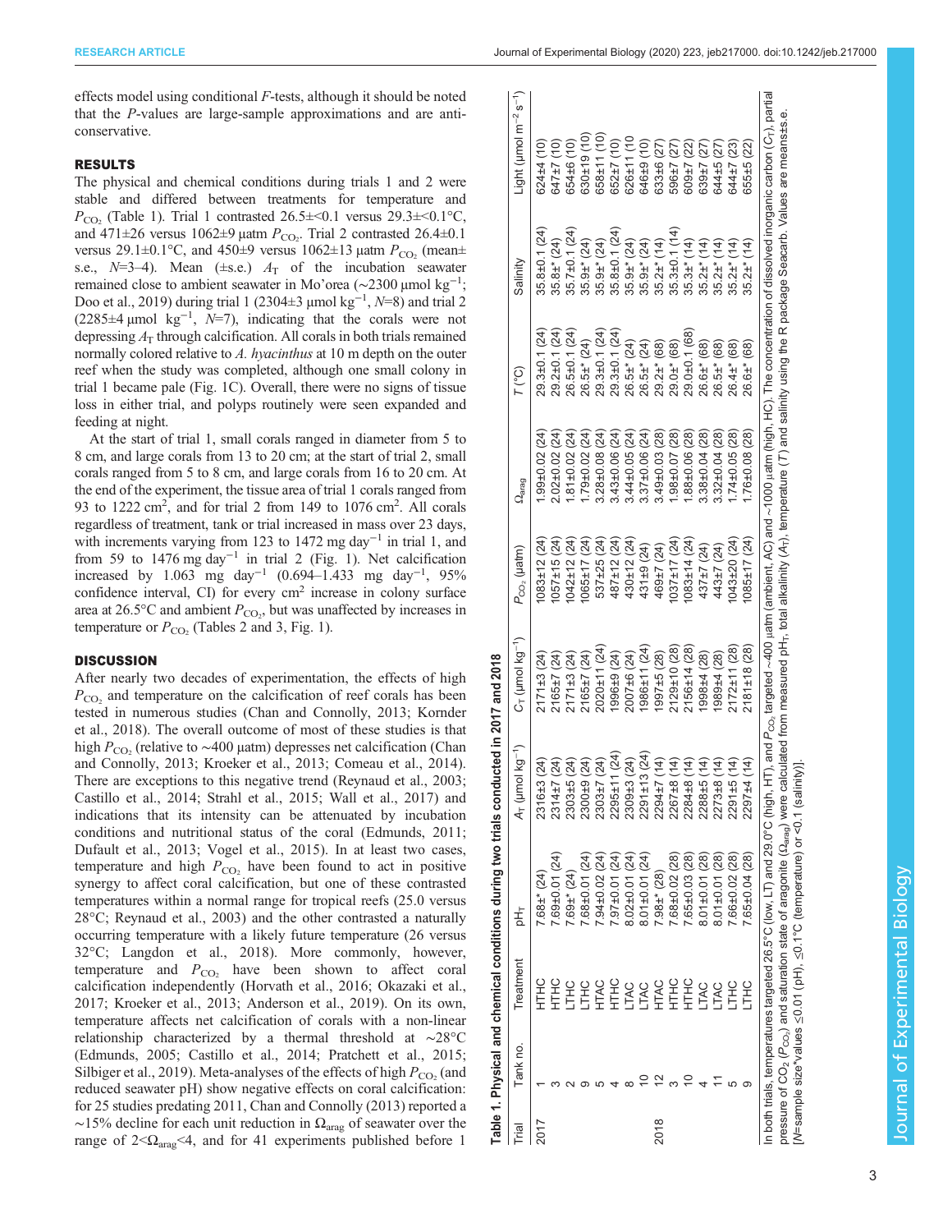effects model using conditional *F*-tests, although it should be noted that the *P*-values are large-sample approximations and are anti-conservative.

## RESULTS

The physical and chemical conditions during trials 1 and 2 were stable and differed between treatments for temperature and $P_{CO_2}$ (Table 1). Trial 1 contrasted 26.5±<0.1 versus 29.3±<0.1°C, and 471±26 versus 1062±9 µatm $P_{CO_2}$. Trial 2 contrasted 26.4±0.1 versus 29.1±0.1°C, and 450±9 versus 1062±13 µatm $P_{CO_2}$ (mean± s.e., *N*=3–4). Mean (±s.e.) $A_T$ of the incubation seawater remained close to ambient seawater in Mo'orea (~2300 µmol kg$^{-1}$; Doo et al., 2019) during trial 1 (2304±3 µmol kg$^{-1}$, *N*=8) and trial 2 (2285±4 µmol kg$^{-1}$, *N*=7), indicating that the corals were not depressing $A_T$ through calcification. All corals in both trials remained normally colored relative to *A. hyacinthus* at 10 m depth on the outer reef when the study was completed, although one small colony in trial 1 became pale (Fig. 1C). Overall, there were no signs of tissue loss in either trial, and polyps routinely were seen expanded and feeding at night.

At the start of trial 1, small corals ranged in diameter from 5 to 8 cm, and large corals from 13 to 20 cm; at the start of trial 2, small corals ranged from 5 to 8 cm, and large corals from 16 to 20 cm. At the end of the experiment, the tissue area of trial 1 corals ranged from 93 to 1222 cm$^2$, and for trial 2 from 149 to 1076 cm$^2$. All corals regardless of treatment, tank or trial increased in mass over 23 days, with increments varying from 123 to 1472 mg day$^{-1}$ in trial 1, and from 59 to 1476 mg day$^{-1}$ in trial 2 (Fig. 1). Net calcification increased by 1.063 mg day$^{-1}$ (0.694–1.433 mg day$^{-1}$, 95% confidence interval, CI) for every cm$^2$ increase in colony surface area at 26.5°C and ambient $P_{CO_2}$, but was unaffected by increases in temperature or $P_{CO_2}$ (Tables 2 and 3, Fig. 1).

## DISCUSSION

After nearly two decades of experimentation, the effects of high $P_{CO_2}$ and temperature on the calcification of reef corals has been tested in numerous studies (Chan and Connolly, 2013; Kornder et al., 2018). The overall outcome of most of these studies is that high $P_{CO_2}$ (relative to ~400 µatm) depresses net calcification (Chan and Connolly, 2013; Kroeker et al., 2013; Comeau et al., 2014). There are exceptions to this negative trend (Reynaud et al., 2003; Castillo et al., 2014; Strahl et al., 2015; Wall et al., 2017) and indications that its intensity can be attenuated by incubation conditions and nutritional status of the coral (Edmunds, 2011; Dufault et al., 2013; Vogel et al., 2015). In at least two cases, temperature and high $P_{CO_2}$ have been found to act in positive synergy to affect coral calcification, but one of these contrasted temperatures within a normal range for tropical reefs (25.0 versus 28°C; Reynaud et al., 2003) and the other contrasted a naturally occurring temperature with a likely future temperature (26 versus 32°C; Langdon et al., 2018). More commonly, however, temperature and $P_{CO_2}$ have been shown to affect coral calcification independently (Horvath et al., 2016; Okazaki et al., 2017; Kroeker et al., 2013; Anderson et al., 2019). On its own, temperature affects net calcification of corals with a non-linear relationship characterized by a thermal threshold at ~28°C (Edmunds, 2005; Castillo et al., 2014; Pratchett et al., 2015; Silbiger et al., 2019). Meta-analyses of the effects of high $P_{CO_2}$ (and reduced seawater pH) show negative effects on coral calcification: for 25 studies predating 2011, Chan and Connolly (2013) reported a ~15% decline for each unit reduction in $\Omega_{arag}$ of seawater over the range of 2<$\Omega_{arag}$<4, and for 41 experiments published before 1

**Table 1. Physical and chemical conditions during two trials conducted in 2017 and 2018**

| Trial | Tank no. | Treatment | $pH_T$ | $A_T$ (µmol kg$^{-1}$) | $C_T$ (µmol kg$^{-1}$) | $P_{CO_2}$ (µatm) | $\Omega_{arag}$ | *T* (°C) | Salinity | Light (µmol m$^{-2}$ s$^{-1}$) |
|---|---|---|---|---|---|---|---|---|---|---|
| 2017 | 1 | HTHC | 7.68±* (24) | 2316±3 (24) | 2171±3 (24) | 1083±12 (24) | 1.99±0.02 (24) | 29.3±0.1 (24) | 35.8±0.1 (24) | 624±4 (10) |
| | 3 | HTHC | 7.69±0.01 (24) | 2314±7 (24) | 2165±7 (24) | 1057±15 (24) | 2.02±0.02 (24) | 29.2±0.1 (24) | 35.8±* (24) | 647±7 (10) |
| | 2 | LTHC | 7.69±* (24) | 2303±5 (24) | 2171±3 (24) | 1042±12 (24) | 1.81±0.02 (24) | 26.5±0.1 (24) | 35.7±0.1 (24) | 654±6 (10) |
| | 9 | LTHC | 7.68±0.01 (24) | 2300±9 (24) | 2165±7 (24) | 1065±17 (24) | 1.79±0.02 (24) | 26.5±* (24) | 35.9±* (24) | 630±19 (10) |
| | 5 | HTAC | 7.94±0.02 (24) | 2303±7 (24) | 2020±11 (24) | 537±25 (24) | 3.28±0.08 (24) | 29.3±0.1 (24) | 35.9±* (24) | 658±11 (10) |
| | 4 | HTHC | 7.97±0.01 (24) | 2295±11 (24) | 1996±9 (24) | 487±12 (24) | 3.43±0.06 (24) | 29.3±0.1 (24) | 35.8±0.1 (24) | 652±7 (10) |
| | 8 | LTAC | 8.02±0.01 (24) | 2309±3 (24) | 2007±6 (24) | 430±12 (24) | 3.44±0.05 (24) | 26.5±* (24) | 35.9±* (24) | 626±11 (10) |
| | 10 | LTAC | 8.01±0.01 (24) | 2291±13 (24) | 1986±11 (24) | 431±9 (24) | 3.37±0.06 (24) | 26.5±* (24) | 35.9±* (24) | 646±9 (10) |
| 2018 | 12 | HTAC | 7.98±* (28) | 2294±7 (14) | 1997±5 (28) | 469±7 (24) | 3.49±0.03 (28) | 29.2±* (68) | 35.2±* (14) | 633±6 (27) |
| | 3 | HTHC | 7.68±0.02 (28) | 2267±8 (14) | 2129±10 (28) | 1037±17 (24) | 1.98±0.07 (28) | 29.0±* (68) | 35.3±0.1 (14) | 596±7 (27) |
| | 10 | HTHC | 7.65±0.03 (28) | 2284±8 (14) | 2156±14 (28) | 1083±14 (24) | 1.88±0.06 (28) | 29.0±0.1 (68) | 35.3±* (14) | 609±7 (22) |
| | 4 | LTAC | 8.01±0.01 (28) | 2288±5 (14) | 1998±4 (28) | 437±7 (24) | 3.38±0.04 (28) | 26.6±* (68) | 35.2±* (14) | 639±7 (27) |
| | 11 | LTAC | 8.01±0.01 (28) | 2273±8 (14) | 1989±4 (28) | 443±7 (24) | 3.32±0.04 (28) | 26.5±* (68) | 35.2±* (14) | 644±5 (27) |
| | 5 | LTHC | 7.66±0.02 (28) | 2291±5 (14) | 2172±11 (28) | 1043±20 (24) | 1.74±0.05 (28) | 26.4±* (68) | 35.2±* (14) | 644±7 (23) |
| | 9 | LTHC | 7.65±0.04 (28) | 2297±4 (14) | 2181±18 (28) | 1085±17 (24) | 1.76±0.08 (28) | 26.6±* (68) | 35.2±* (14) | 655±5 (22) |

In both trials, temperatures targeted 26.5°C (low, LT) and 29.0°C (high, HT), and $P_{CO_2}$ targeted ~400 µatm (ambient, AC) and ~1000 µatm (high, HC). The concentration of dissolved inorganic carbon ($C_T$), partial pressure of $CO_2$ ($P_{CO_2}$) and saturation state of aragonite ($\Omega_{arag}$) were calculated from measured $pH_T$, total alkalinity ($A_T$), temperature (*T*) and salinity using the R package Seacarb. Values are means±s.e. [*N*=sample size*values ≤0.01 (pH), ≤0.1°C (temperature) or <0.1 (salinity)].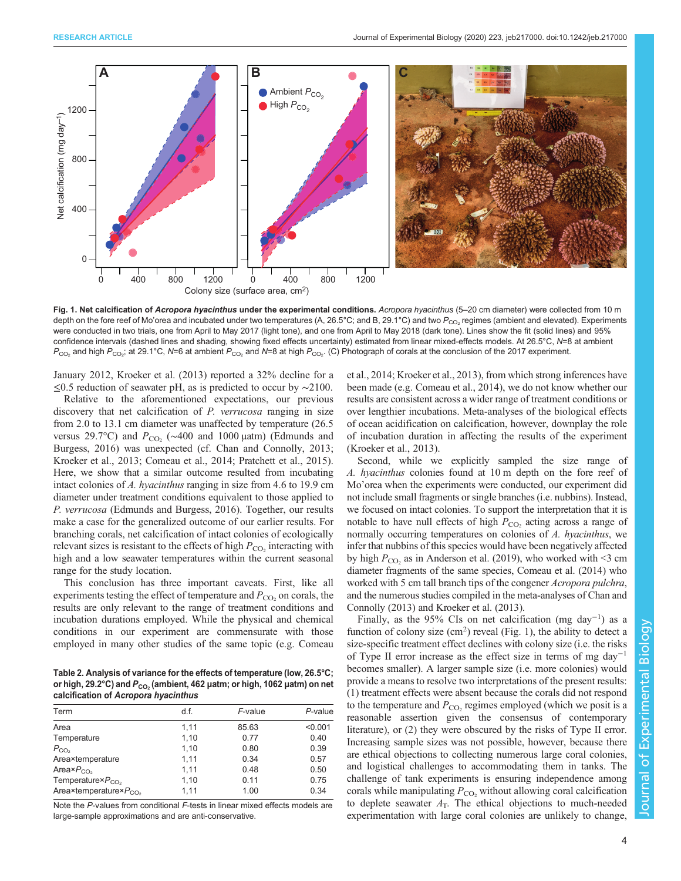**Fig. 1. Net calcification of *Acropora hyacinthus* under the experimental conditions.** *Acropora hyacinthus* (5–20 cm diameter) were collected from 10 m depth on the fore reef of Mo'orea and incubated under two temperatures (A, 26.5°C; and B, 29.1°C) and two $P_{CO_2}$ regimes (ambient and elevated). Experiments were conducted in two trials, one from April to May 2017 (light tone), and one from April to May 2018 (dark tone). Lines show the fit (solid lines) and 95% confidence intervals (dashed lines and shading, showing fixed effects uncertainty) estimated from linear mixed-effects models. At 26.5°C, $N$=8 at ambient $P_{CO_2}$ and high $P_{CO_2}$; at 29.1°C, $N$=6 at ambient $P_{CO_2}$ and $N$=8 at high $P_{CO_2}$. (C) Photograph of corals at the conclusion of the 2017 experiment.

January 2012, Kroeker et al. (2013) reported a 32% decline for a ≤0.5 reduction of seawater pH, as is predicted to occur by ∼2100.

Relative to the aforementioned expectations, our previous discovery that net calcification of *P. verrucosa* ranging in size from 2.0 to 13.1 cm diameter was unaffected by temperature (26.5 versus 29.7°C) and $P_{CO_2}$ (∼400 and 1000 µatm) (Edmunds and Burgess, 2016) was unexpected (cf. Chan and Connolly, 2013; Kroeker et al., 2013; Comeau et al., 2014; Pratchett et al., 2015). Here, we show that a similar outcome resulted from incubating intact colonies of *A. hyacinthus* ranging in size from 4.6 to 19.9 cm diameter under treatment conditions equivalent to those applied to *P. verrucosa* (Edmunds and Burgess, 2016). Together, our results make a case for the generalized outcome of our earlier results. For branching corals, net calcification of intact colonies of ecologically relevant sizes is resistant to the effects of high $P_{CO_2}$ interacting with high and a low seawater temperatures within the current seasonal range for the study location.

This conclusion has three important caveats. First, like all experiments testing the effect of temperature and $P_{CO_2}$ on corals, the results are only relevant to the range of treatment conditions and incubation durations employed. While the physical and chemical conditions in our experiment are commensurate with those employed in many other studies of the same topic (e.g. Comeau et al., 2014; Kroeker et al., 2013), from which strong inferences have been made (e.g. Comeau et al., 2014), we do not know whether our results are consistent across a wider range of treatment conditions or over lengthier incubations. Meta-analyses of the biological effects of ocean acidification on calcification, however, downplay the role of incubation duration in affecting the results of the experiment (Kroeker et al., 2013).

Second, while we explicitly sampled the size range of *A. hyacinthus* colonies found at 10 m depth on the fore reef of Mo'orea when the experiments were conducted, our experiment did not include small fragments or single branches (i.e. nubbins). Instead, we focused on intact colonies. To support the interpretation that it is notable to have null effects of high $P_{CO_2}$ acting across a range of normally occurring temperatures on colonies of *A. hyacinthus*, we infer that nubbins of this species would have been negatively affected by high $P_{CO_2}$ as in Anderson et al. (2019), who worked with <3 cm diameter fragments of the same species, Comeau et al. (2014) who worked with 5 cm tall branch tips of the congener *Acropora pulchra*, and the numerous studies compiled in the meta-analyses of Chan and Connolly (2013) and Kroeker et al. (2013).

Finally, as the 95% CIs on net calcification (mg day$^{-1}$) as a function of colony size (cm$^2$) reveal (Fig. 1), the ability to detect a size-specific treatment effect declines with colony size (i.e. the risks of Type II error increase as the effect size in terms of mg day$^{-1}$ becomes smaller). A larger sample size (i.e. more colonies) would provide a means to resolve two interpretations of the present results: (1) treatment effects were absent because the corals did not respond to the temperature and $P_{CO_2}$ regimes employed (which we posit is a reasonable assertion given the consensus of contemporary literature), or (2) they were obscured by the risks of Type II error. Increasing sample sizes was not possible, however, because there are ethical objections to collecting numerous large coral colonies, and logistical challenges to accommodating them in tanks. The challenge of tank experiments is ensuring independence among corals while manipulating $P_{CO_2}$ without allowing coral calcification to deplete seawater $A_T$. The ethical objections to much-needed experimentation with large coral colonies are unlikely to change,

**Table 2. Analysis of variance for the effects of temperature (low, 26.5°C; or high, 29.2°C) and $P_{CO_2}$ (ambient, 462 µatm; or high, 1062 µatm) on net calcification of *Acropora hyacinthus***

| Term | d.f. | *F*-value | *P*-value |
|---|---|---|---|
| Area | 1,11 | 85.63 | <0.001 |
| Temperature | 1,10 | 0.77 | 0.40 |
| $P_{CO_2}$ | 1,10 | 0.80 | 0.39 |
| Area×temperature | 1,11 | 0.34 | 0.57 |
| Area×$P_{CO_2}$ | 1,11 | 0.48 | 0.50 |
| Temperature×$P_{CO_2}$ | 1,10 | 0.11 | 0.75 |
| Area×temperature×$P_{CO_2}$ | 1,11 | 1.00 | 0.34 |

Note the *P*-values from conditional *F*-tests in linear mixed effects models are large-sample approximations and are anti-conservative.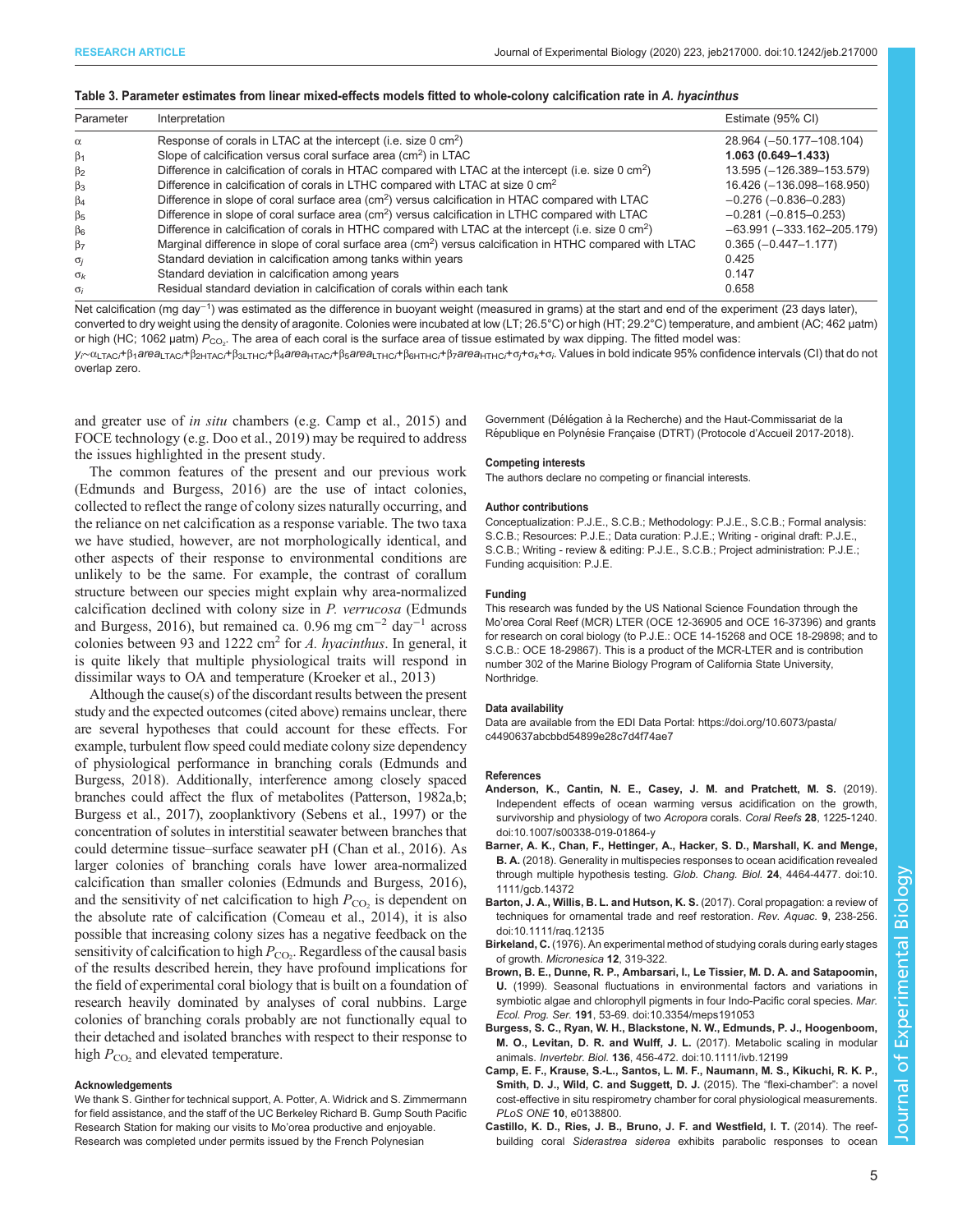**Table 3. Parameter estimates from linear mixed-effects models fitted to whole-colony calcification rate in *A. hyacinthus***

| Parameter | Interpretation | Estimate (95% CI) |
|---|---|---|
| $\alpha$ | Response of corals in LTAC at the intercept (i.e. size 0 cm$^2$) | 28.964 (−50.177–108.104) |
| $\beta_1$ | Slope of calcification versus coral surface area (cm$^2$) in LTAC | **1.063 (0.649–1.433)** |
| $\beta_2$ | Difference in calcification of corals in HTAC compared with LTAC at the intercept (i.e. size 0 cm$^2$) | 13.595 (−126.389–153.579) |
| $\beta_3$ | Difference in calcification of corals in LTHC compared with LTAC at size 0 cm$^2$ | 16.426 (−136.098–168.950) |
| $\beta_4$ | Difference in slope of coral surface area (cm$^2$) versus calcification in HTAC compared with LTAC | −0.276 (−0.836–0.283) |
| $\beta_5$ | Difference in slope of coral surface area (cm$^2$) versus calcification in LTHC compared with LTAC | −0.281 (−0.815–0.253) |
| $\beta_6$ | Difference in calcification of corals in HTHC compared with LTAC at the intercept (i.e. size 0 cm$^2$) | −63.991 (−333.162–205.179) |
| $\beta_7$ | Marginal difference in slope of coral surface area (cm$^2$) versus calcification in HTHC compared with LTAC | 0.365 (−0.447–1.177) |
| $\sigma_j$ | Standard deviation in calcification among tanks within years | 0.425 |
| $\sigma_k$ | Standard deviation in calcification among years | 0.147 |
| $\sigma_i$ | Residual standard deviation in calcification of corals within each tank | 0.658 |

Net calcification (mg day$^{-1}$) was estimated as the difference in buoyant weight (measured in grams) at the start and end of the experiment (23 days later), converted to dry weight using the density of aragonite. Colonies were incubated at low (LT; 26.5°C) or high (HT; 29.2°C) temperature, and ambient (AC; 462 µatm) or high (HC; 1062 µatm) $P_{CO_2}$. The area of each coral is the surface area of tissue estimated by wax dipping. The fitted model was: $y_i \sim \alpha_{LTACi} + \beta_1 area_{LTACi} + \beta_{2HTACi} + \beta_{3LTHCi} + \beta_4 area_{HTACi} + \beta_5 area_{LTHCi} + \beta_{6HTHCi} + \beta_7 area_{HTHCi} + \sigma_j + \sigma_k + \sigma_i$. Values in bold indicate 95% confidence intervals (CI) that do not overlap zero.

and greater use of *in situ* chambers (e.g. Camp et al., 2015) and FOCE technology (e.g. Doo et al., 2019) may be required to address the issues highlighted in the present study.

The common features of the present and our previous work (Edmunds and Burgess, 2016) are the use of intact colonies, collected to reflect the range of colony sizes naturally occurring, and the reliance on net calcification as a response variable. The two taxa we have studied, however, are not morphologically identical, and other aspects of their response to environmental conditions are unlikely to be the same. For example, the contrast of corallum structure between our species might explain why area-normalized calcification declined with colony size in *P. verrucosa* (Edmunds and Burgess, 2016), but remained ca. 0.96 mg cm$^{-2}$ day$^{-1}$ across colonies between 93 and 1222 cm$^2$ for *A. hyacinthus*. In general, it is quite likely that multiple physiological traits will respond in dissimilar ways to OA and temperature (Kroeker et al., 2013)

Although the cause(s) of the discordant results between the present study and the expected outcomes (cited above) remains unclear, there are several hypotheses that could account for these effects. For example, turbulent flow speed could mediate colony size dependency of physiological performance in branching corals (Edmunds and Burgess, 2018). Additionally, interference among closely spaced branches could affect the flux of metabolites (Patterson, 1982a,b; Burgess et al., 2017), zooplanktivory (Sebens et al., 1997) or the concentration of solutes in interstitial seawater between branches that could determine tissue–surface seawater pH (Chan et al., 2016). As larger colonies of branching corals have lower area-normalized calcification than smaller colonies (Edmunds and Burgess, 2016), and the sensitivity of net calcification to high $P_{CO_2}$ is dependent on the absolute rate of calcification (Comeau et al., 2014), it is also possible that increasing colony sizes has a negative feedback on the sensitivity of calcification to high $P_{CO_2}$. Regardless of the causal basis of the results described herein, they have profound implications for the field of experimental coral biology that is built on a foundation of research heavily dominated by analyses of coral nubbins. Large colonies of branching corals probably are not functionally equal to their detached and isolated branches with respect to their response to high $P_{CO_2}$ and elevated temperature.

#### Acknowledgements

We thank S. Ginther for technical support, A. Potter, A. Widrick and S. Zimmermann for field assistance, and the staff of the UC Berkeley Richard B. Gump South Pacific Research Station for making our visits to Mo'orea productive and enjoyable. Research was completed under permits issued by the French Polynesian Government (Délégation à la Recherche) and the Haut-Commissariat de la République en Polynésie Française (DTRT) (Protocole d'Accueil 2017-2018).

#### Competing interests

The authors declare no competing or financial interests.

#### Author contributions

Conceptualization: P.J.E., S.C.B.; Methodology: P.J.E., S.C.B.; Formal analysis: S.C.B.; Resources: P.J.E.; Data curation: P.J.E.; Writing - original draft: P.J.E., S.C.B.; Writing - review & editing: P.J.E., S.C.B.; Project administration: P.J.E.; Funding acquisition: P.J.E.

#### Funding

This research was funded by the US National Science Foundation through the Mo'orea Coral Reef (MCR) LTER (OCE 12-36905 and OCE 16-37396) and grants for research on coral biology (to P.J.E.: OCE 14-15268 and OCE 18-29898; and to S.C.B.: OCE 18-29867). This is a product of the MCR-LTER and is contribution number 302 of the Marine Biology Program of California State University, Northridge.

#### Data availability

Data are available from the EDI Data Portal: https://doi.org/10.6073/pasta/c4490637abcbbd54899e28c7d4f74ae7

#### References

**Anderson, K., Cantin, N. E., Casey, J. M. and Pratchett, M. S.** (2019). Independent effects of ocean warming versus acidification on the growth, survivorship and physiology of two *Acropora* corals. *Coral Reefs* **28**, 1225-1240. doi:10.1007/s00338-019-01864-y

**Barner, A. K., Chan, F., Hettinger, A., Hacker, S. D., Marshall, K. and Menge, B. A.** (2018). Generality in multispecies responses to ocean acidification revealed through multiple hypothesis testing. *Glob. Chang. Biol.* **24**, 4464-4477. doi:10.1111/gcb.14372

**Barton, J. A., Willis, B. L. and Hutson, K. S.** (2017). Coral propagation: a review of techniques for ornamental trade and reef restoration. *Rev. Aquac.* **9**, 238-256. doi:10.1111/raq.12135

**Birkeland, C.** (1976). An experimental method of studying corals during early stages of growth. *Micronesica* **12**, 319-322.

**Brown, B. E., Dunne, R. P., Ambarsari, I., Le Tissier, M. D. A. and Satapoomin, U.** (1999). Seasonal fluctuations in environmental factors and variations in symbiotic algae and chlorophyll pigments in four Indo-Pacific coral species. *Mar. Ecol. Prog. Ser.* **191**, 53-69. doi:10.3354/meps191053

**Burgess, S. C., Ryan, W. H., Blackstone, N. W., Edmunds, P. J., Hoogenboom, M. O., Levitan, D. R. and Wulff, J. L.** (2017). Metabolic scaling in modular animals. *Invertebr. Biol.* **136**, 456-472. doi:10.1111/ivb.12199

**Camp, E. F., Krause, S.-L., Santos, L. M. F., Naumann, M. S., Kikuchi, R. K. P., Smith, D. J., Wild, C. and Suggett, D. J.** (2015). The "flexi-chamber": a novel cost-effective in situ respirometry chamber for coral physiological measurements. *PLoS ONE* **10**, e0138800.

**Castillo, K. D., Ries, J. B., Bruno, J. F. and Westfield, I. T.** (2014). The reef-building coral *Siderastrea siderea* exhibits parabolic responses to ocean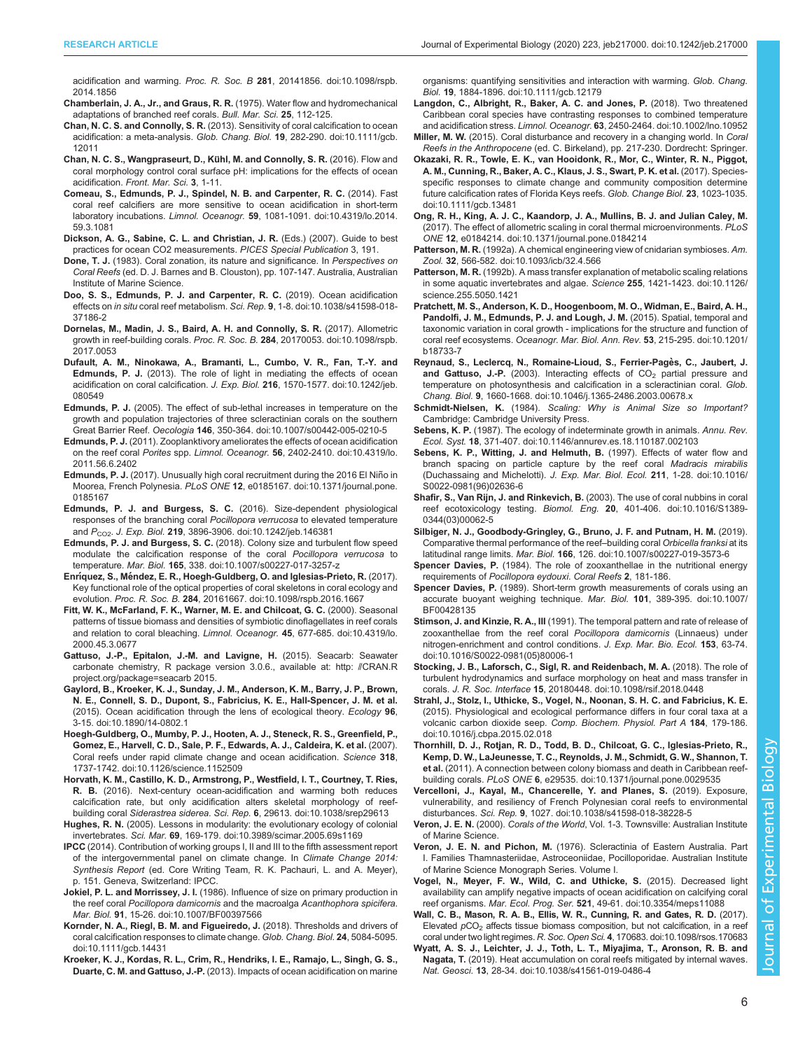acidification and warming. *Proc. R. Soc. B* **281**, 20141856. doi:10.1098/rspb.2014.1856

**Chamberlain, J. A., Jr., and Graus, R. R.** (1975). Water flow and hydromechanical adaptations of branched reef corals. *Bull. Mar. Sci.* **25**, 112-125.

**Chan, N. C. S. and Connolly, S. R.** (2013). Sensitivity of coral calcification to ocean acidification: a meta-analysis. *Glob. Chang. Biol.* **19**, 282-290. doi:10.1111/gcb.12011

**Chan, N. C. S., Wangpraseurt, D., Kühl, M. and Connolly, S. R.** (2016). Flow and coral morphology control coral surface pH: implications for the effects of ocean acidification. *Front. Mar. Sci.* **3**, 1-11.

**Comeau, S., Edmunds, P. J., Spindel, N. B. and Carpenter, R. C.** (2014). Fast coral reef calcifiers are more sensitive to ocean acidification in short-term laboratory incubations. *Limnol. Oceanogr.* **59**, 1081-1091. doi:10.4319/lo.2014.59.3.1081

**Dickson, A. G., Sabine, C. L. and Christian, J. R.** (Eds.) (2007). Guide to best practices for ocean CO2 measurements. *PICES Special Publication* 3, 191.

**Done, T. J.** (1983). Coral zonation, its nature and significance. In *Perspectives on Coral Reefs* (ed. D. J. Barnes and B. Clouston), pp. 107-147. Australia, Australian Institute of Marine Science.

**Doo, S. S., Edmunds, P. J. and Carpenter, R. C.** (2019). Ocean acidification effects on *in situ* coral reef metabolism. *Sci. Rep.* **9**, 1-8. doi:10.1038/s41598-018-37186-2

**Dornelas, M., Madin, J. S., Baird, A. H. and Connolly, S. R.** (2017). Allometric growth in reef-building corals. *Proc. R. Soc. B.* **284**, 20170053. doi:10.1098/rspb.2017.0053

**Dufault, A. M., Ninokawa, A., Bramanti, L., Cumbo, V. R., Fan, T.-Y. and Edmunds, P. J.** (2013). The role of light in mediating the effects of ocean acidification on coral calcification. *J. Exp. Biol.* **216**, 1570-1577. doi:10.1242/jeb.080549

**Edmunds, P. J.** (2005). The effect of sub-lethal increases in temperature on the growth and population trajectories of three scleractinian corals on the southern Great Barrier Reef. *Oecologia* **146**, 350-364. doi:10.1007/s00442-005-0210-5

**Edmunds, P. J.** (2011). Zooplanktivory ameliorates the effects of ocean acidification on the reef coral *Porites* spp. *Limnol. Oceanogr.* **56**, 2402-2410. doi:10.4319/lo.2011.56.6.2402

**Edmunds, P. J.** (2017). Unusually high coral recruitment during the 2016 El Niño in Moorea, French Polynesia. *PLoS ONE* **12**, e0185167. doi:10.1371/journal.pone.0185167

**Edmunds, P. J. and Burgess, S. C.** (2016). Size-dependent physiological responses of the branching coral *Pocillopora verrucosa* to elevated temperature and $P_{CO_2}$. *J. Exp. Biol.* **219**, 3896-3906. doi:10.1242/jeb.146381

**Edmunds, P. J. and Burgess, S. C.** (2018). Colony size and turbulent flow speed modulate the calcification response of the coral *Pocillopora verrucosa* to temperature. *Mar. Biol.* **165**, 338. doi:10.1007/s00227-017-3257-z

**Enríquez, S., Méndez, E. R., Hoegh-Guldberg, O. and Iglesias-Prieto, R.** (2017). Key functional role of the optical properties of coral skeletons in coral ecology and evolution. *Proc. R. Soc. B.* **284**, 20161667. doi:10.1098/rspb.2016.1667

**Fitt, W. K., McFarland, F. K., Warner, M. E. and Chilcoat, G. C.** (2000). Seasonal patterns of tissue biomass and densities of symbiotic dinoflagellates in reef corals and relation to coral bleaching. *Limnol. Oceanogr.* **45**, 677-685. doi:10.4319/lo.2000.45.3.0677

**Gattuso, J.-P., Epitalon, J.-M. and Lavigne, H.** (2015). Seacarb: Seawater carbonate chemistry, R package version 3.0.6., available at: http: //CRAN.R project.org/package=seacarb 2015.

**Gaylord, B., Kroeker, K. J., Sunday, J. M., Anderson, K. M., Barry, J. P., Brown, N. E., Connell, S. D., Dupont, S., Fabricius, K. E., Hall-Spencer, J. M. et al.** (2015). Ocean acidification through the lens of ecological theory. *Ecology* **96**, 3-15. doi:10.1890/14-0802.1

**Hoegh-Guldberg, O., Mumby, P. J., Hooten, A. J., Steneck, R. S., Greenfield, P., Gomez, E., Harvell, C. D., Sale, P. F., Edwards, A. J., Caldeira, K. et al.** (2007). Coral reefs under rapid climate change and ocean acidification. *Science* **318**, 1737-1742. doi:10.1126/science.1152509

**Horvath, K. M., Castillo, K. D., Armstrong, P., Westfield, I. T., Courtney, T. Ries, R. B.** (2016). Next-century ocean-acidification and warming both reduces calcification rate, but only acidification alters skeletal morphology of reef-building coral *Siderastrea siderea*. *Sci. Rep.* **6**, 29613. doi:10.1038/srep29613

**Hughes, R. N.** (2005). Lessons in modularity: the evolutionary ecology of colonial invertebrates. *Sci. Mar.* **69**, 169-179. doi:10.3989/scimar.2005.69s1169

**IPCC** (2014). Contribution of working groups I, II and III to the fifth assessment report of the intergovernmental panel on climate change. In *Climate Change 2014: Synthesis Report* (ed. Core Writing Team, R. K. Pachauri, L. and A. Meyer), p. 151. Geneva, Switzerland: IPCC.

**Jokiel, P. L. and Morrissey, J. I.** (1986). Influence of size on primary production in the reef coral *Pocillopora damicornis* and the macroalga *Acanthophora spicifera*. *Mar. Biol.* **91**, 15-26. doi:10.1007/BF00397566

**Kornder, N. A., Riegl, B. M. and Figueiredo, J.** (2018). Thresholds and drivers of coral calcification responses to climate change. *Glob. Chang. Biol.* **24**, 5084-5095. doi:10.1111/gcb.14431

**Kroeker, K. J., Kordas, R. L., Crim, R., Hendriks, I. E., Ramajo, L., Singh, G. S., Duarte, C. M. and Gattuso, J.-P.** (2013). Impacts of ocean acidification on marine organisms: quantifying sensitivities and interaction with warming. *Glob. Chang. Biol.* **19**, 1884-1896. doi:10.1111/gcb.12179

**Langdon, C., Albright, R., Baker, A. C. and Jones, P.** (2018). Two threatened Caribbean coral species have contrasting responses to combined temperature and acidification stress. *Limnol. Oceanogr.* **63**, 2450-2464. doi:10.1002/lno.10952

**Miller, M. W.** (2015). Coral disturbance and recovery in a changing world. In *Coral Reefs in the Anthropocene* (ed. C. Birkeland), pp. 217-230. Dordrecht: Springer.

**Okazaki, R. R., Towle, E. K., van Hooidonk, R., Mor, C., Winter, R. N., Piggot, A. M., Cunning, R., Baker, A. C., Klaus, J. S., Swart, P. K. et al.** (2017). Species-specific responses to climate change and community composition determine future calcification rates of Florida Keys reefs. *Glob. Change Biol.* **23**, 1023-1035. doi:10.1111/gcb.13481

**Ong, R. H., King, A. J. C., Kaandorp, J. A., Mullins, B. J. and Julian Caley, M.** (2017). The effect of allometric scaling in coral thermal microenvironments. *PLoS ONE* **12**, e0184214. doi:10.1371/journal.pone.0184214

**Patterson, M. R.** (1992a). A chemical engineering view of cnidarian symbioses. *Am. Zool.* **32**, 566-582. doi:10.1093/icb/32.4.566

**Patterson, M. R.** (1992b). A mass transfer explanation of metabolic scaling relations in some aquatic invertebrates and algae. *Science* **255**, 1421-1423. doi:10.1126/science.255.5050.1421

**Pratchett, M. S., Anderson, K. D., Hoogenboom, M. O., Widman, E., Baird, A. H., Pandolfi, J. M., Edmunds, P. J. and Lough, J. M.** (2015). Spatial, temporal and taxonomic variation in coral growth - implications for the structure and function of coral reef ecosystems. *Oceanogr. Mar. Biol. Ann. Rev.* **53**, 215-295. doi:10.1201/b18733-7

**Reynaud, S., Leclercq, N., Romaine-Lioud, S., Ferrier-Pagès, C., Jaubert, J. and Gattuso, J.-P.** (2003). Interacting effects of $CO_2$ partial pressure and temperature on photosynthesis and calcification in a scleractinian coral. *Glob. Chang. Biol.* **9**, 1660-1668. doi:10.1046/j.1365-2486.2003.00678.x

**Schmidt-Nielsen, K.** (1984). *Scaling: Why is Animal Size so Important?* Cambridge: Cambridge University Press.

**Sebens, K. P.** (1987). The ecology of indeterminate growth in animals. *Annu. Rev. Ecol. Syst.* **18**, 371-407. doi:10.1146/annurev.es.18.110187.002103

**Sebens, K. P., Witting, J. and Helmuth, B.** (1997). Effects of water flow and branch spacing on particle capture by the reef coral *Madracis mirabilis* (Duchassaing and Michelotti). *J. Exp. Mar. Biol. Ecol.* **211**, 1-28. doi:10.1016/S0022-0981(96)02636-6

**Shafir, S., Van Rijn, J. and Rinkevich, B.** (2003). The use of coral nubbins in coral reef ecotoxicology testing. *Biomol. Eng.* **20**, 401-406. doi:10.1016/S1389-0344(03)00062-5

**Silbiger, N. J., Goodbody-Gringley, G., Bruno, J. F. and Putnam, H. M.** (2019). Comparative thermal performance of the reef–building coral *Orbicella franksi* at its latitudinal range limits. *Mar. Biol.* **166**, 126. doi:10.1007/s00227-019-3573-6

**Spencer Davies, P.** (1984). The role of zooxanthellae in the nutritional energy requirements of *Pocillopora eydouxi*. *Coral Reefs* **2**, 181-186.

**Spencer Davies, P.** (1989). Short-term growth measurements of corals using an accurate buoyant weighing technique. *Mar. Biol.* **101**, 389-395. doi:10.1007/BF00428135

**Stimson, J. and Kinzie, R. A., III** (1991). The temporal pattern and rate of release of zooxanthellae from the reef coral *Pocillopora damicornis* (Linnaeus) under nitrogen-enrichment and control conditions. *J. Exp. Mar. Bio. Ecol.* **153**, 63-74. doi:10.1016/S0022-0981(05)80006-1

**Stocking, J. B., Laforsch, C., Sigl, R. and Reidenbach, M. A.** (2018). The role of turbulent hydrodynamics and surface morphology on heat and mass transfer in corals. *J. R. Soc. Interface* **15**, 20180448. doi:10.1098/rsif.2018.0448

**Strahl, J., Stolz, I., Uthicke, S., Vogel, N., Noonan, S. H. C. and Fabricius, K. E.** (2015). Physiological and ecological performance differs in four coral taxa at a volcanic carbon dioxide seep. *Comp. Biochem. Physiol. Part A* **184**, 179-186. doi:10.1016/j.cbpa.2015.02.018

**Thornhill, D. J., Rotjan, R. D., Todd, B. D., Chilcoat, G. C., Iglesias-Prieto, R., Kemp, D. W., LaJeunesse, T. C., Reynolds, J. M., Schmidt, G. W., Shannon, T. et al.** (2011). A connection between colony biomass and death in Caribbean reef-building corals. *PLoS ONE* **6**, e29535. doi:10.1371/journal.pone.0029535

**Vercelloni, J., Kayal, M., Chancerelle, Y. and Planes, S.** (2019). Exposure, vulnerability, and resiliency of French Polynesian coral reefs to environmental disturbances. *Sci. Rep.* **9**, 1027. doi:10.1038/s41598-018-38228-5

**Veron, J. E. N.** (2000). *Corals of the World*, Vol. 1-3. Townsville: Australian Institute of Marine Science.

**Veron, J. E. N. and Pichon, M.** (1976). Scleractinia of Eastern Australia. Part I. Families Thamnasteriidae, Astroceoniidae, Pocilloporidae. Australian Institute of Marine Science Monograph Series. Volume I.

**Vogel, N., Meyer, F. W., Wild, C. and Uthicke, S.** (2015). Decreased light availability can amplify negative impacts of ocean acidification on calcifying coral reef organisms. *Mar. Ecol. Prog. Ser.* **521**, 49-61. doi:10.3354/meps11088

**Wall, C. B., Mason, R. A. B., Ellis, W. R., Cunning, R. and Gates, R. D.** (2017). Elevated $pCO_2$ affects tissue biomass composition, but not calcification, in a reef coral under two light regimes. *R. Soc. Open Sci.* **4**, 170683. doi:10.1098/rsos.170683

**Wyatt, A. S. J., Leichter, J. J., Toth, L. T., Miyajima, T., Aronson, R. B. and Nagata, T.** (2019). Heat accumulation on coral reefs mitigated by internal waves. *Nat. Geosci.* **13**, 28-34. doi:10.1038/s41561-019-0486-4